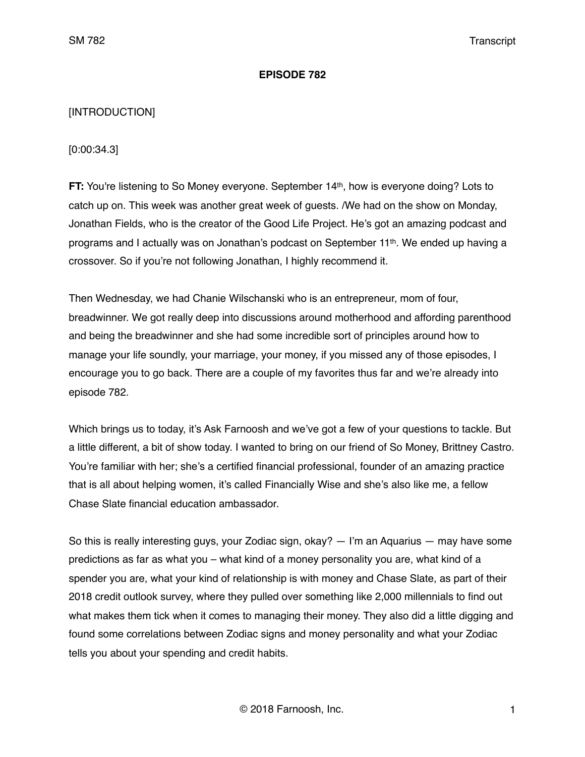**EPISODE 782**

[INTRODUCTION]

[0:00:34.3]

**FT:** You're listening to So Money everyone. September 14th, how is everyone doing? Lots to catch up on. This week was another great week of guests. /We had on the show on Monday, Jonathan Fields, who is the creator of the Good Life Project. He's got an amazing podcast and programs and I actually was on Jonathan's podcast on September 11th. We ended up having a crossover. So if you're not following Jonathan, I highly recommend it.

Then Wednesday, we had Chanie Wilschanski who is an entrepreneur, mom of four, breadwinner. We got really deep into discussions around motherhood and affording parenthood and being the breadwinner and she had some incredible sort of principles around how to manage your life soundly, your marriage, your money, if you missed any of those episodes, I encourage you to go back. There are a couple of my favorites thus far and we're already into episode 782.

Which brings us to today, it's Ask Farnoosh and we've got a few of your questions to tackle. But a little different, a bit of show today. I wanted to bring on our friend of So Money, Brittney Castro. You're familiar with her; she's a certified financial professional, founder of an amazing practice that is all about helping women, it's called Financially Wise and she's also like me, a fellow Chase Slate financial education ambassador.

So this is really interesting guys, your Zodiac sign, okay? — I'm an Aquarius — may have some predictions as far as what you – what kind of a money personality you are, what kind of a spender you are, what your kind of relationship is with money and Chase Slate, as part of their 2018 credit outlook survey, where they pulled over something like 2,000 millennials to find out what makes them tick when it comes to managing their money. They also did a little digging and found some correlations between Zodiac signs and money personality and what your Zodiac tells you about your spending and credit habits.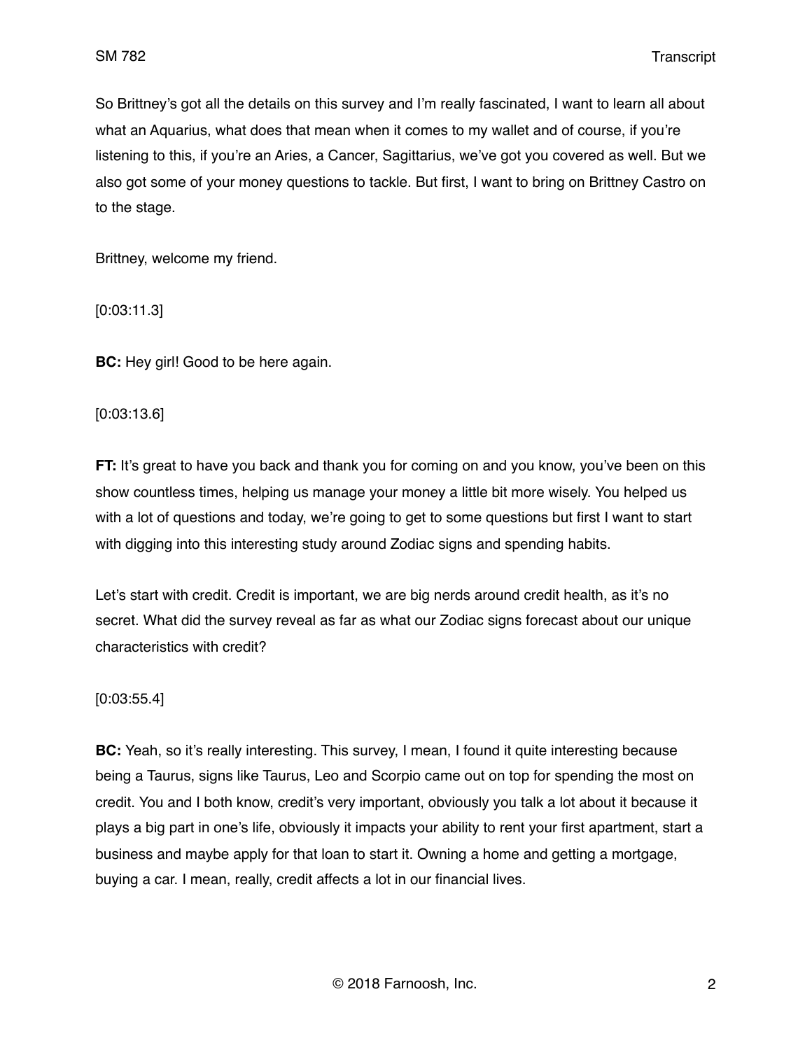So Brittney's got all the details on this survey and I'm really fascinated, I want to learn all about what an Aquarius, what does that mean when it comes to my wallet and of course, if you're listening to this, if you're an Aries, a Cancer, Sagittarius, we've got you covered as well. But we also got some of your money questions to tackle. But first, I want to bring on Brittney Castro on to the stage.

Brittney, welcome my friend.

[0:03:11.3]

**BC:** Hey girl! Good to be here again.

[0:03:13.6]

**FT:** It's great to have you back and thank you for coming on and you know, you've been on this show countless times, helping us manage your money a little bit more wisely. You helped us with a lot of questions and today, we're going to get to some questions but first I want to start with digging into this interesting study around Zodiac signs and spending habits.

Let's start with credit. Credit is important, we are big nerds around credit health, as it's no secret. What did the survey reveal as far as what our Zodiac signs forecast about our unique characteristics with credit?

[0:03:55.4]

**BC:** Yeah, so it's really interesting. This survey, I mean, I found it quite interesting because being a Taurus, signs like Taurus, Leo and Scorpio came out on top for spending the most on credit. You and I both know, credit's very important, obviously you talk a lot about it because it plays a big part in one's life, obviously it impacts your ability to rent your first apartment, start a business and maybe apply for that loan to start it. Owning a home and getting a mortgage, buying a car. I mean, really, credit affects a lot in our financial lives.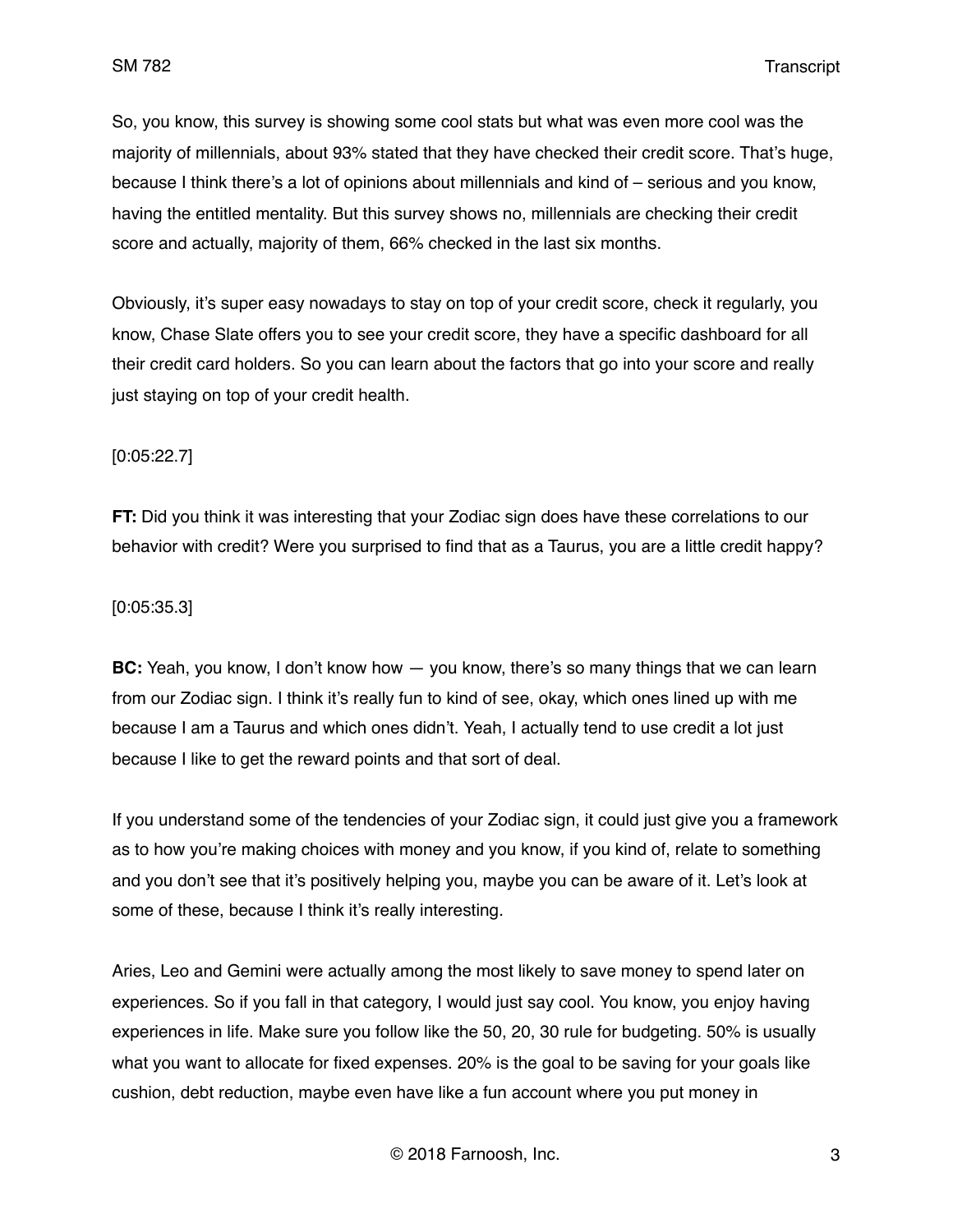So, you know, this survey is showing some cool stats but what was even more cool was the majority of millennials, about 93% stated that they have checked their credit score. That's huge, because I think there's a lot of opinions about millennials and kind of – serious and you know, having the entitled mentality. But this survey shows no, millennials are checking their credit score and actually, majority of them, 66% checked in the last six months.

Obviously, it's super easy nowadays to stay on top of your credit score, check it regularly, you know, Chase Slate offers you to see your credit score, they have a specific dashboard for all their credit card holders. So you can learn about the factors that go into your score and really just staying on top of your credit health.

[0:05:22.7]

**FT:** Did you think it was interesting that your Zodiac sign does have these correlations to our behavior with credit? Were you surprised to find that as a Taurus, you are a little credit happy?

[0:05:35.3]

**BC:** Yeah, you know, I don't know how — you know, there's so many things that we can learn from our Zodiac sign. I think it's really fun to kind of see, okay, which ones lined up with me because I am a Taurus and which ones didn't. Yeah, I actually tend to use credit a lot just because I like to get the reward points and that sort of deal.

If you understand some of the tendencies of your Zodiac sign, it could just give you a framework as to how you're making choices with money and you know, if you kind of, relate to something and you don't see that it's positively helping you, maybe you can be aware of it. Let's look at some of these, because I think it's really interesting.

Aries, Leo and Gemini were actually among the most likely to save money to spend later on experiences. So if you fall in that category, I would just say cool. You know, you enjoy having experiences in life. Make sure you follow like the 50, 20, 30 rule for budgeting. 50% is usually what you want to allocate for fixed expenses. 20% is the goal to be saving for your goals like cushion, debt reduction, maybe even have like a fun account where you put money in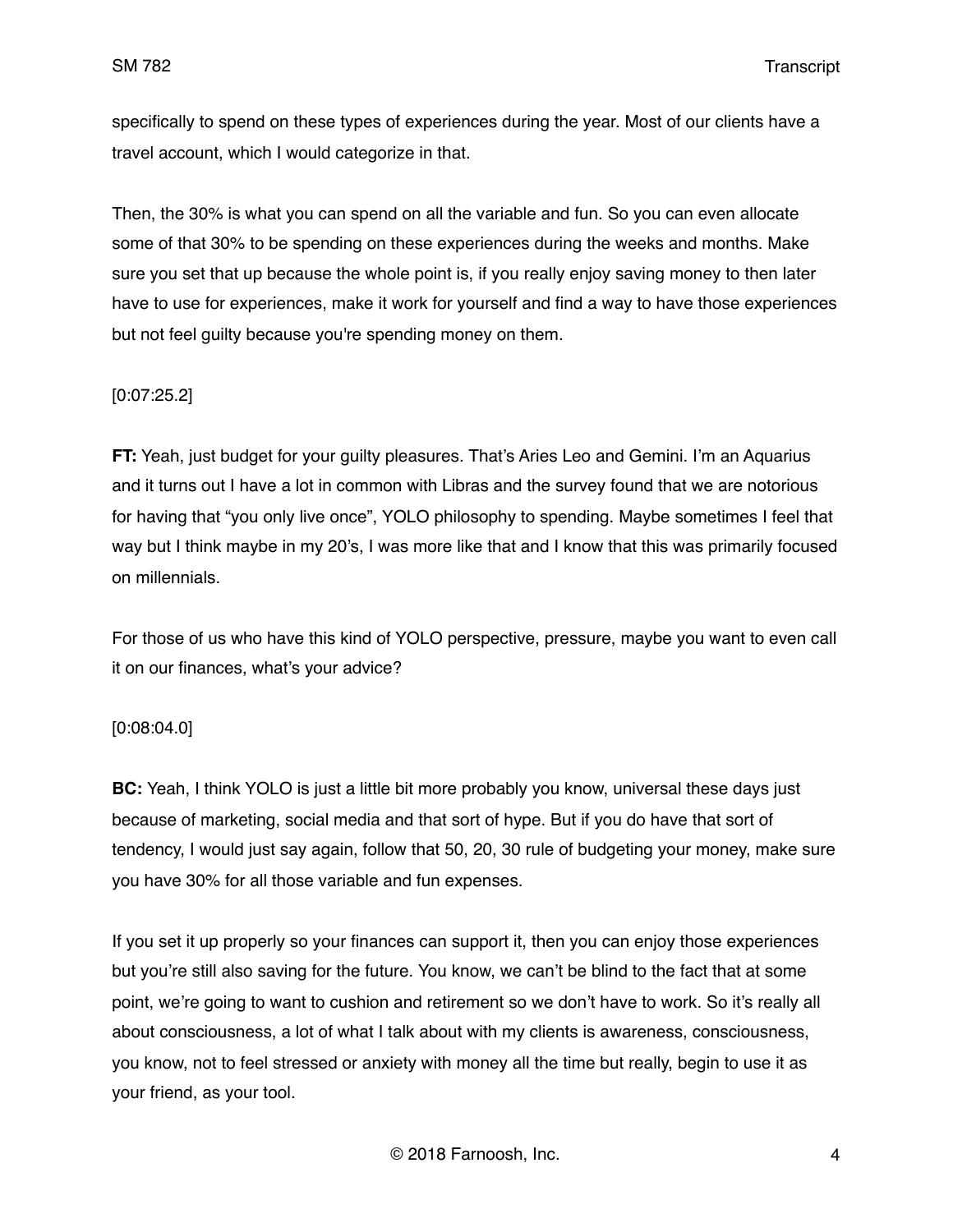specifically to spend on these types of experiences during the year. Most of our clients have a travel account, which I would categorize in that.

Then, the 30% is what you can spend on all the variable and fun. So you can even allocate some of that 30% to be spending on these experiences during the weeks and months. Make sure you set that up because the whole point is, if you really enjoy saving money to then later have to use for experiences, make it work for yourself and find a way to have those experiences but not feel guilty because you're spending money on them.

[0:07:25.2]

**FT:** Yeah, just budget for your guilty pleasures. That's Aries Leo and Gemini. I'm an Aquarius and it turns out I have a lot in common with Libras and the survey found that we are notorious for having that "you only live once", YOLO philosophy to spending. Maybe sometimes I feel that way but I think maybe in my 20's, I was more like that and I know that this was primarily focused on millennials.

For those of us who have this kind of YOLO perspective, pressure, maybe you want to even call it on our finances, what's your advice?

[0:08:04.0]

**BC:** Yeah, I think YOLO is just a little bit more probably you know, universal these days just because of marketing, social media and that sort of hype. But if you do have that sort of tendency, I would just say again, follow that 50, 20, 30 rule of budgeting your money, make sure you have 30% for all those variable and fun expenses.

If you set it up properly so your finances can support it, then you can enjoy those experiences but you're still also saving for the future. You know, we can't be blind to the fact that at some point, we're going to want to cushion and retirement so we don't have to work. So it's really all about consciousness, a lot of what I talk about with my clients is awareness, consciousness, you know, not to feel stressed or anxiety with money all the time but really, begin to use it as your friend, as your tool.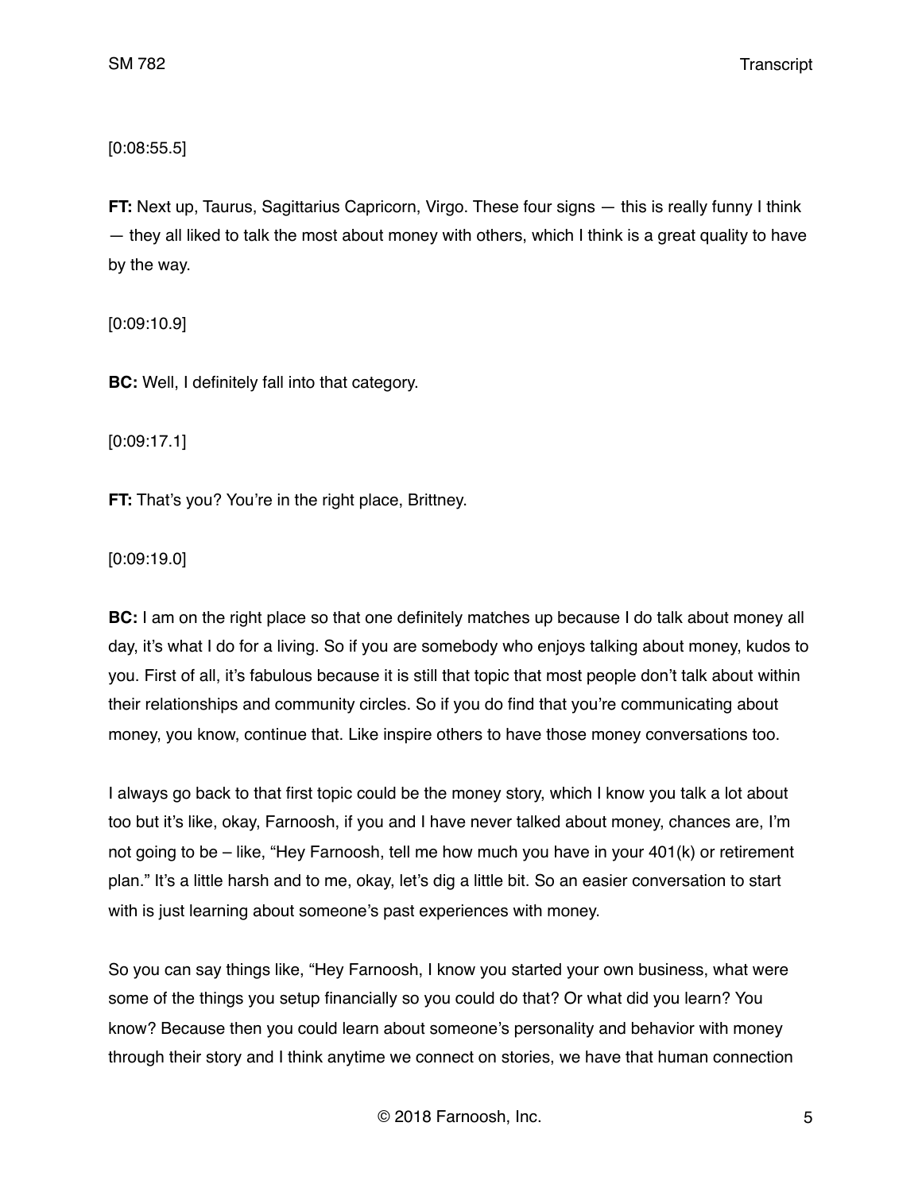[0:08:55.5]

**FT:** Next up, Taurus, Sagittarius Capricorn, Virgo. These four signs — this is really funny I think — they all liked to talk the most about money with others, which I think is a great quality to have by the way.

[0:09:10.9]

**BC:** Well, I definitely fall into that category.

[0:09:17.1]

**FT:** That's you? You're in the right place, Brittney.

[0:09:19.0]

**BC:** I am on the right place so that one definitely matches up because I do talk about money all day, it's what I do for a living. So if you are somebody who enjoys talking about money, kudos to you. First of all, it's fabulous because it is still that topic that most people don't talk about within their relationships and community circles. So if you do find that you're communicating about money, you know, continue that. Like inspire others to have those money conversations too.

I always go back to that first topic could be the money story, which I know you talk a lot about too but it's like, okay, Farnoosh, if you and I have never talked about money, chances are, I'm not going to be – like, "Hey Farnoosh, tell me how much you have in your 401(k) or retirement plan." It's a little harsh and to me, okay, let's dig a little bit. So an easier conversation to start with is just learning about someone's past experiences with money.

So you can say things like, "Hey Farnoosh, I know you started your own business, what were some of the things you setup financially so you could do that? Or what did you learn? You know? Because then you could learn about someone's personality and behavior with money through their story and I think anytime we connect on stories, we have that human connection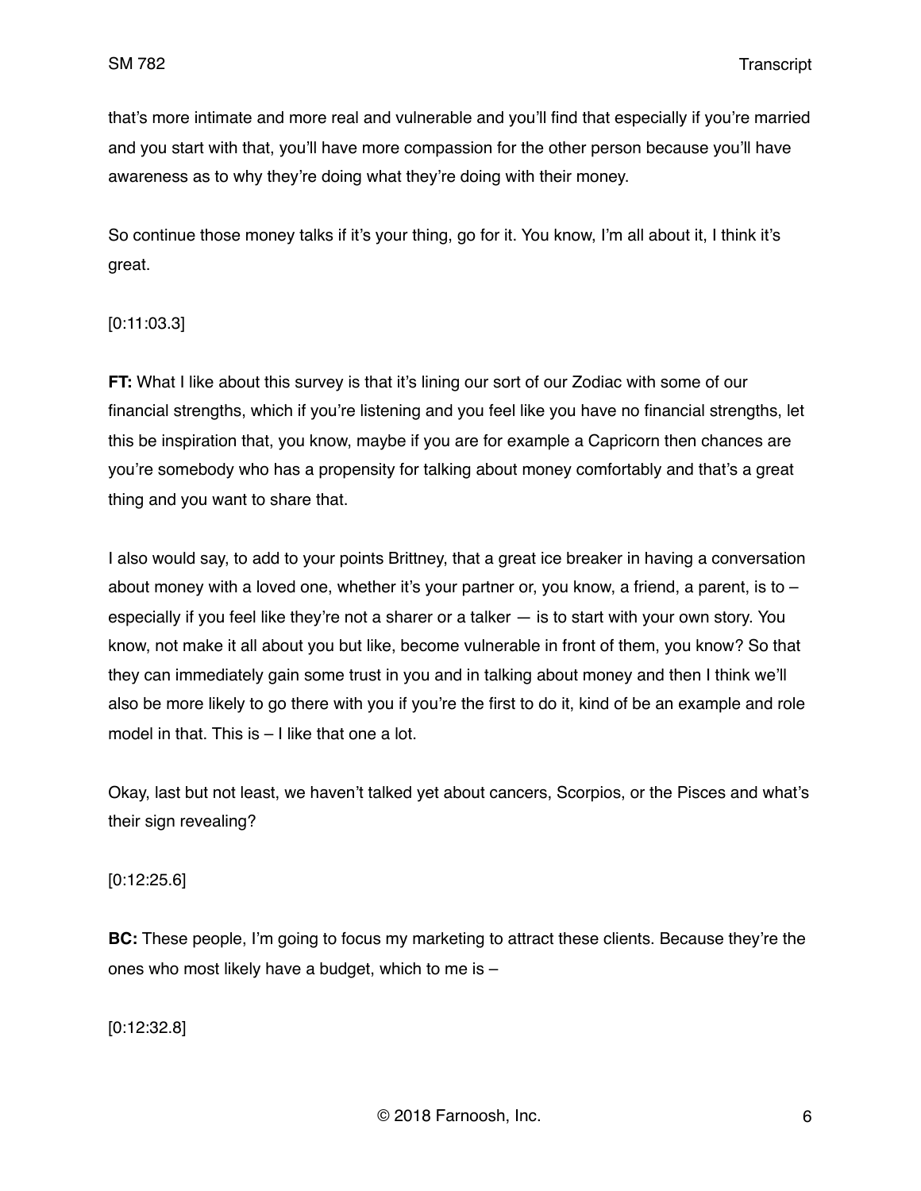that's more intimate and more real and vulnerable and you'll find that especially if you're married and you start with that, you'll have more compassion for the other person because you'll have awareness as to why they're doing what they're doing with their money.

So continue those money talks if it's your thing, go for it. You know, I'm all about it, I think it's great.

[0:11:03.3]

**FT:** What I like about this survey is that it's lining our sort of our Zodiac with some of our financial strengths, which if you're listening and you feel like you have no financial strengths, let this be inspiration that, you know, maybe if you are for example a Capricorn then chances are you're somebody who has a propensity for talking about money comfortably and that's a great thing and you want to share that.

I also would say, to add to your points Brittney, that a great ice breaker in having a conversation about money with a loved one, whether it's your partner or, you know, a friend, a parent, is to – especially if you feel like they're not a sharer or a talker — is to start with your own story. You know, not make it all about you but like, become vulnerable in front of them, you know? So that they can immediately gain some trust in you and in talking about money and then I think we'll also be more likely to go there with you if you're the first to do it, kind of be an example and role model in that. This is – I like that one a lot.

Okay, last but not least, we haven't talked yet about cancers, Scorpios, or the Pisces and what's their sign revealing?

[0:12:25.6]

**BC:** These people, I'm going to focus my marketing to attract these clients. Because they're the ones who most likely have a budget, which to me is –

[0:12:32.8]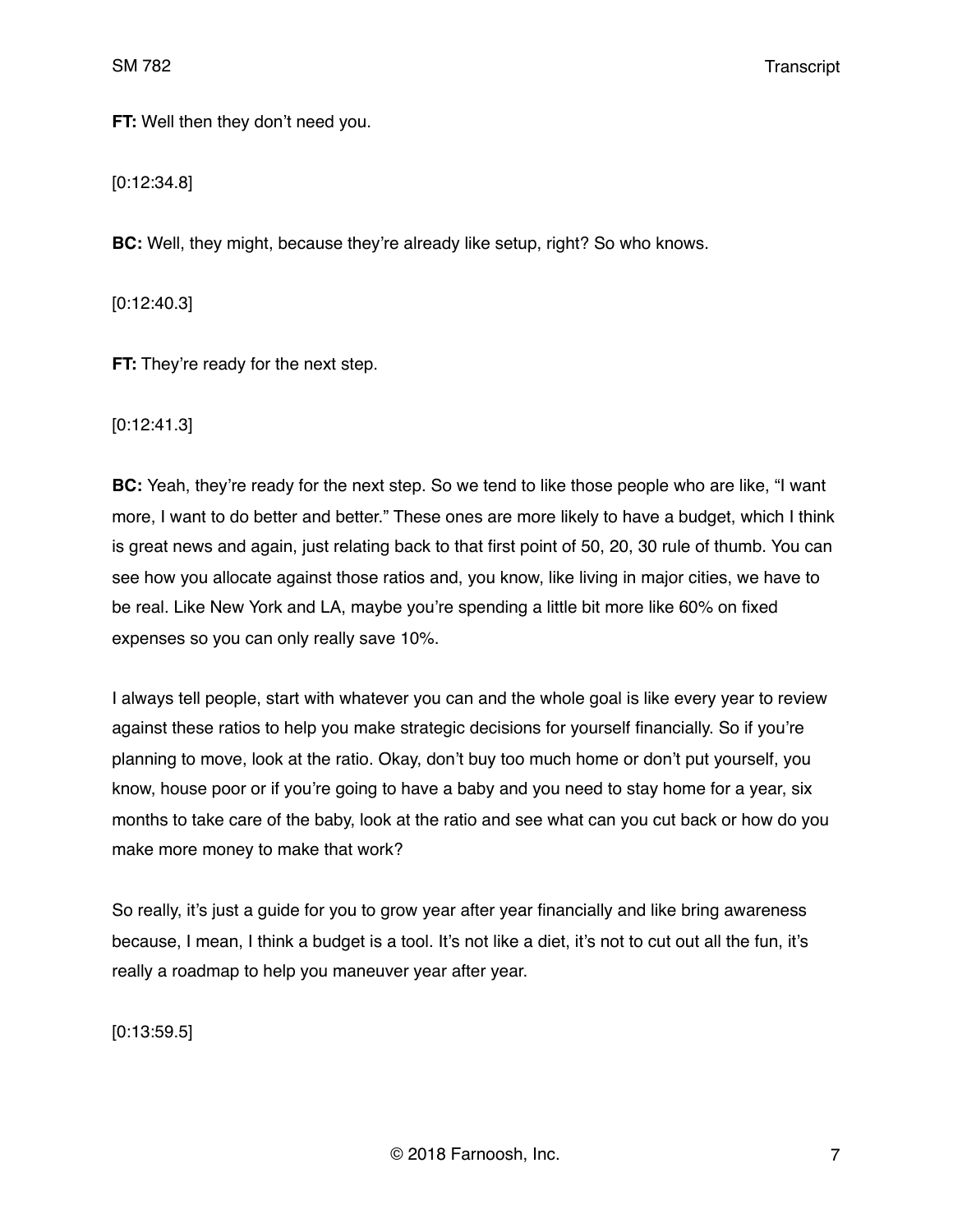**FT:** Well then they don’t need you.

[0:12:34.8]

**BC:** Well, they might, because they’re already like setup, right? So who knows.

[0:12:40.3]

**FT:** They’re ready for the next step.

[0:12:41.3]

**BC:** Yeah, they’re ready for the next step. So we tend to like those people who are like, “I want more, I want to do better and better.” These ones are more likely to have a budget, which I think is great news and again, just relating back to that first point of 50, 20, 30 rule of thumb. You can see how you allocate against those ratios and, you know, like living in major cities, we have to be real. Like New York and LA, maybe you’re spending a little bit more like 60% on fixed expenses so you can only really save 10%.

I always tell people, start with whatever you can and the whole goal is like every year to review against these ratios to help you make strategic decisions for yourself financially. So if you’re planning to move, look at the ratio. Okay, don’t buy too much home or don’t put yourself, you know, house poor or if you’re going to have a baby and you need to stay home for a year, six months to take care of the baby, look at the ratio and see what can you cut back or how do you make more money to make that work?

So really, it’s just a guide for you to grow year after year financially and like bring awareness because, I mean, I think a budget is a tool. It’s not like a diet, it’s not to cut out all the fun, it’s really a roadmap to help you maneuver year after year.

[0:13:59.5]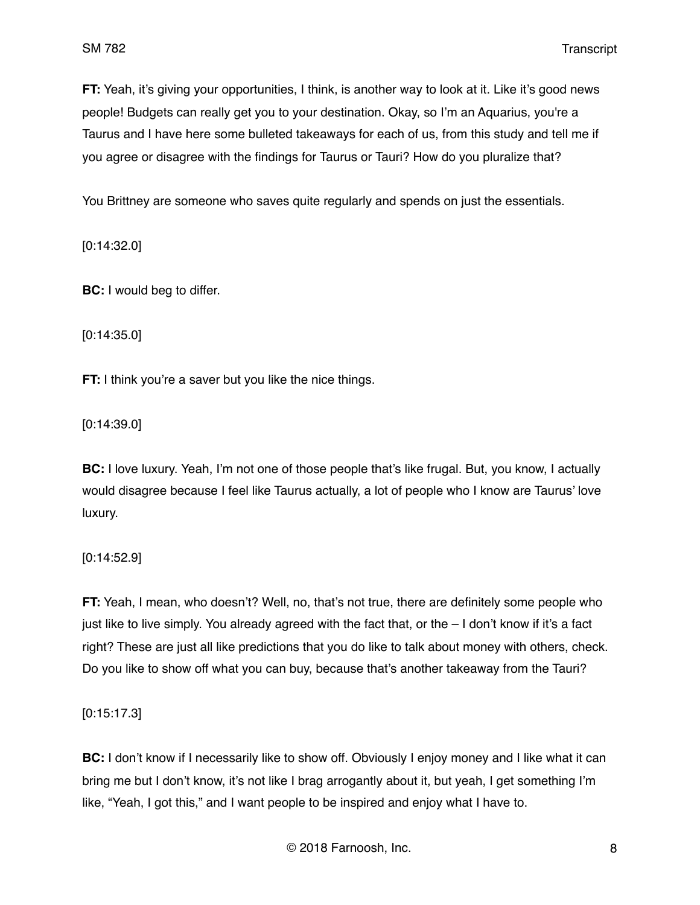**FT:** Yeah, it's giving your opportunities, I think, is another way to look at it. Like it's good news people! Budgets can really get you to your destination. Okay, so I'm an Aquarius, you're a Taurus and I have here some bulleted takeaways for each of us, from this study and tell me if you agree or disagree with the findings for Taurus or Tauri? How do you pluralize that?

You Brittney are someone who saves quite regularly and spends on just the essentials.

[0:14:32.0]

**BC:** I would beg to differ.

[0:14:35.0]

**FT:** I think you're a saver but you like the nice things.

[0:14:39.0]

**BC:** I love luxury. Yeah, I'm not one of those people that's like frugal. But, you know, I actually would disagree because I feel like Taurus actually, a lot of people who I know are Taurus' love luxury.

[0:14:52.9]

**FT:** Yeah, I mean, who doesn't? Well, no, that's not true, there are definitely some people who just like to live simply. You already agreed with the fact that, or the – I don't know if it's a fact right? These are just all like predictions that you do like to talk about money with others, check. Do you like to show off what you can buy, because that's another takeaway from the Tauri?

[0:15:17.3]

**BC:** I don't know if I necessarily like to show off. Obviously I enjoy money and I like what it can bring me but I don't know, it's not like I brag arrogantly about it, but yeah, I get something I'm like, "Yeah, I got this," and I want people to be inspired and enjoy what I have to.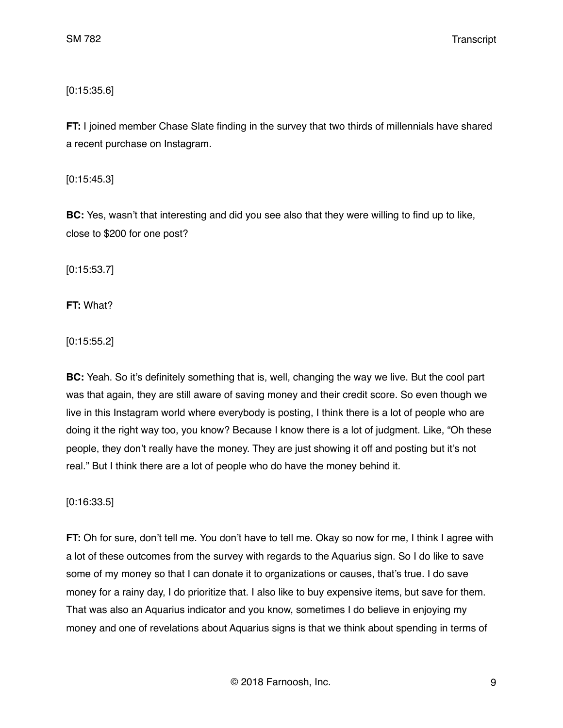[0:15:35.6]

**FT:** I joined member Chase Slate finding in the survey that two thirds of millennials have shared a recent purchase on Instagram.

[0:15:45.3]

**BC:** Yes, wasn't that interesting and did you see also that they were willing to find up to like, close to $200 for one post?

[0:15:53.7]

**FT:** What?

[0:15:55.2]

**BC:** Yeah. So it's definitely something that is, well, changing the way we live. But the cool part was that again, they are still aware of saving money and their credit score. So even though we live in this Instagram world where everybody is posting, I think there is a lot of people who are doing it the right way too, you know? Because I know there is a lot of judgment. Like, "Oh these people, they don't really have the money. They are just showing it off and posting but it's not real." But I think there are a lot of people who do have the money behind it.

[0:16:33.5]

**FT:** Oh for sure, don't tell me. You don't have to tell me. Okay so now for me, I think I agree with a lot of these outcomes from the survey with regards to the Aquarius sign. So I do like to save some of my money so that I can donate it to organizations or causes, that's true. I do save money for a rainy day, I do prioritize that. I also like to buy expensive items, but save for them. That was also an Aquarius indicator and you know, sometimes I do believe in enjoying my money and one of revelations about Aquarius signs is that we think about spending in terms of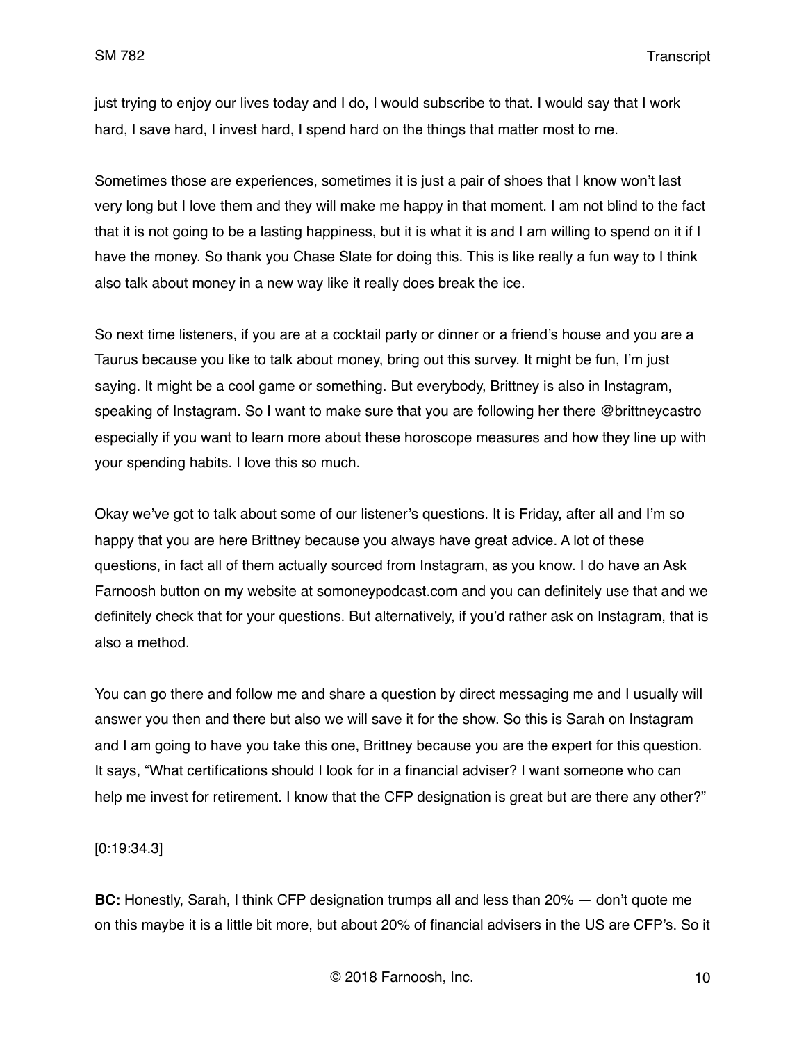just trying to enjoy our lives today and I do, I would subscribe to that. I would say that I work hard, I save hard, I invest hard, I spend hard on the things that matter most to me.

Sometimes those are experiences, sometimes it is just a pair of shoes that I know won't last very long but I love them and they will make me happy in that moment. I am not blind to the fact that it is not going to be a lasting happiness, but it is what it is and I am willing to spend on it if I have the money. So thank you Chase Slate for doing this. This is like really a fun way to I think also talk about money in a new way like it really does break the ice.

So next time listeners, if you are at a cocktail party or dinner or a friend's house and you are a Taurus because you like to talk about money, bring out this survey. It might be fun, I'm just saying. It might be a cool game or something. But everybody, Brittney is also in Instagram, speaking of Instagram. So I want to make sure that you are following her there @brittneycastro especially if you want to learn more about these horoscope measures and how they line up with your spending habits. I love this so much.

Okay we've got to talk about some of our listener's questions. It is Friday, after all and I'm so happy that you are here Brittney because you always have great advice. A lot of these questions, in fact all of them actually sourced from Instagram, as you know. I do have an Ask Farnoosh button on my website at somoneypodcast.com and you can definitely use that and we definitely check that for your questions. But alternatively, if you'd rather ask on Instagram, that is also a method.

You can go there and follow me and share a question by direct messaging me and I usually will answer you then and there but also we will save it for the show. So this is Sarah on Instagram and I am going to have you take this one, Brittney because you are the expert for this question. It says, "What certifications should I look for in a financial adviser? I want someone who can help me invest for retirement. I know that the CFP designation is great but are there any other?"

[0:19:34.3]

**BC:** Honestly, Sarah, I think CFP designation trumps all and less than 20% — don't quote me on this maybe it is a little bit more, but about 20% of financial advisers in the US are CFP's. So it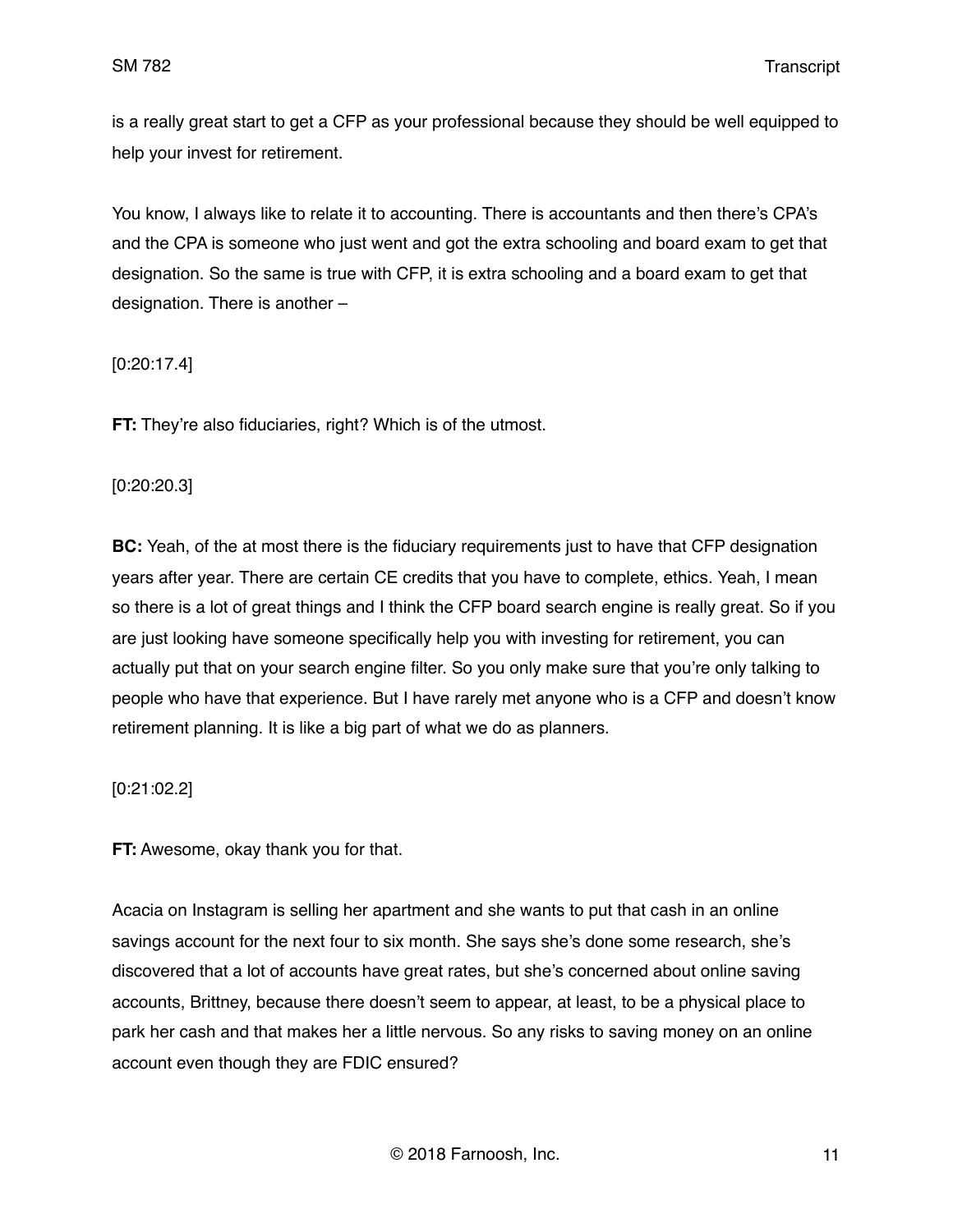is a really great start to get a CFP as your professional because they should be well equipped to help your invest for retirement.

You know, I always like to relate it to accounting. There is accountants and then there's CPA's and the CPA is someone who just went and got the extra schooling and board exam to get that designation. So the same is true with CFP, it is extra schooling and a board exam to get that designation. There is another –

[0:20:17.4]

**FT:** They're also fiduciaries, right? Which is of the utmost.

[0:20:20.3]

**BC:** Yeah, of the at most there is the fiduciary requirements just to have that CFP designation years after year. There are certain CE credits that you have to complete, ethics. Yeah, I mean so there is a lot of great things and I think the CFP board search engine is really great. So if you are just looking have someone specifically help you with investing for retirement, you can actually put that on your search engine filter. So you only make sure that you're only talking to people who have that experience. But I have rarely met anyone who is a CFP and doesn't know retirement planning. It is like a big part of what we do as planners.

[0:21:02.2]

**FT:** Awesome, okay thank you for that.

Acacia on Instagram is selling her apartment and she wants to put that cash in an online savings account for the next four to six month. She says she's done some research, she's discovered that a lot of accounts have great rates, but she's concerned about online saving accounts, Brittney, because there doesn't seem to appear, at least, to be a physical place to park her cash and that makes her a little nervous. So any risks to saving money on an online account even though they are FDIC ensured?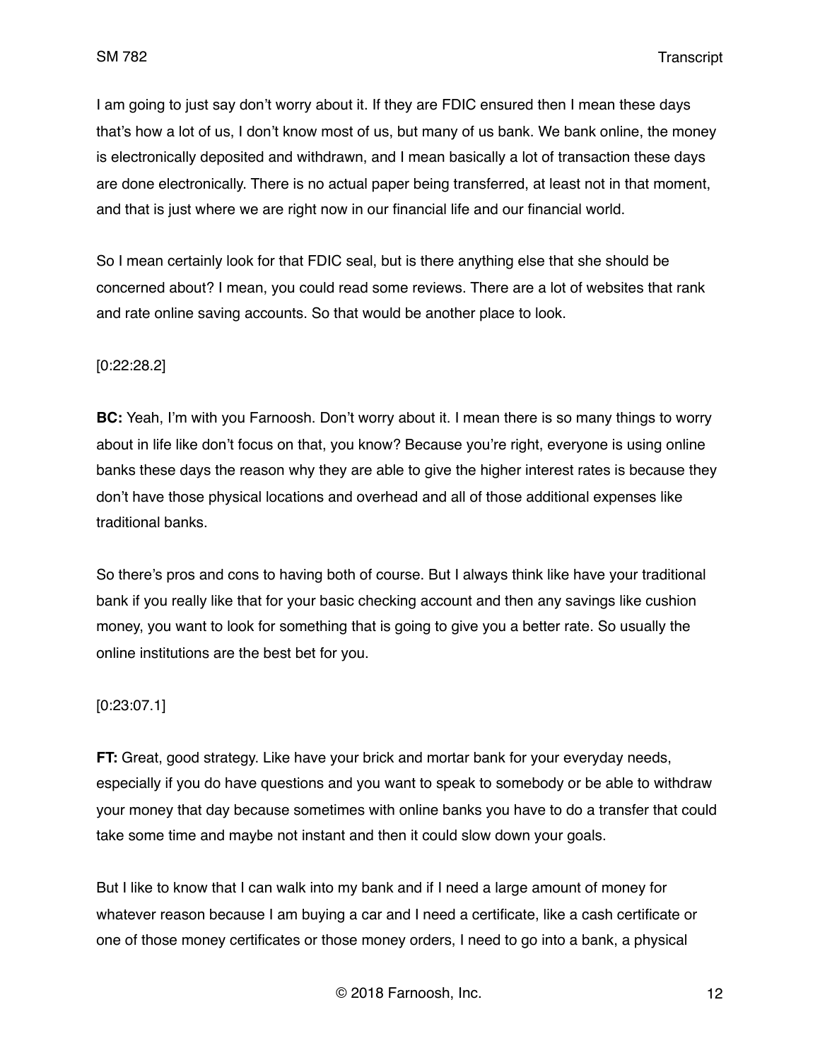I am going to just say don't worry about it. If they are FDIC ensured then I mean these days that's how a lot of us, I don't know most of us, but many of us bank. We bank online, the money is electronically deposited and withdrawn, and I mean basically a lot of transaction these days are done electronically. There is no actual paper being transferred, at least not in that moment, and that is just where we are right now in our financial life and our financial world.

So I mean certainly look for that FDIC seal, but is there anything else that she should be concerned about? I mean, you could read some reviews. There are a lot of websites that rank and rate online saving accounts. So that would be another place to look.

[0:22:28.2]

**BC:** Yeah, I'm with you Farnoosh. Don't worry about it. I mean there is so many things to worry about in life like don't focus on that, you know? Because you're right, everyone is using online banks these days the reason why they are able to give the higher interest rates is because they don't have those physical locations and overhead and all of those additional expenses like traditional banks.

So there's pros and cons to having both of course. But I always think like have your traditional bank if you really like that for your basic checking account and then any savings like cushion money, you want to look for something that is going to give you a better rate. So usually the online institutions are the best bet for you.

[0:23:07.1]

**FT:** Great, good strategy. Like have your brick and mortar bank for your everyday needs, especially if you do have questions and you want to speak to somebody or be able to withdraw your money that day because sometimes with online banks you have to do a transfer that could take some time and maybe not instant and then it could slow down your goals.

But I like to know that I can walk into my bank and if I need a large amount of money for whatever reason because I am buying a car and I need a certificate, like a cash certificate or one of those money certificates or those money orders, I need to go into a bank, a physical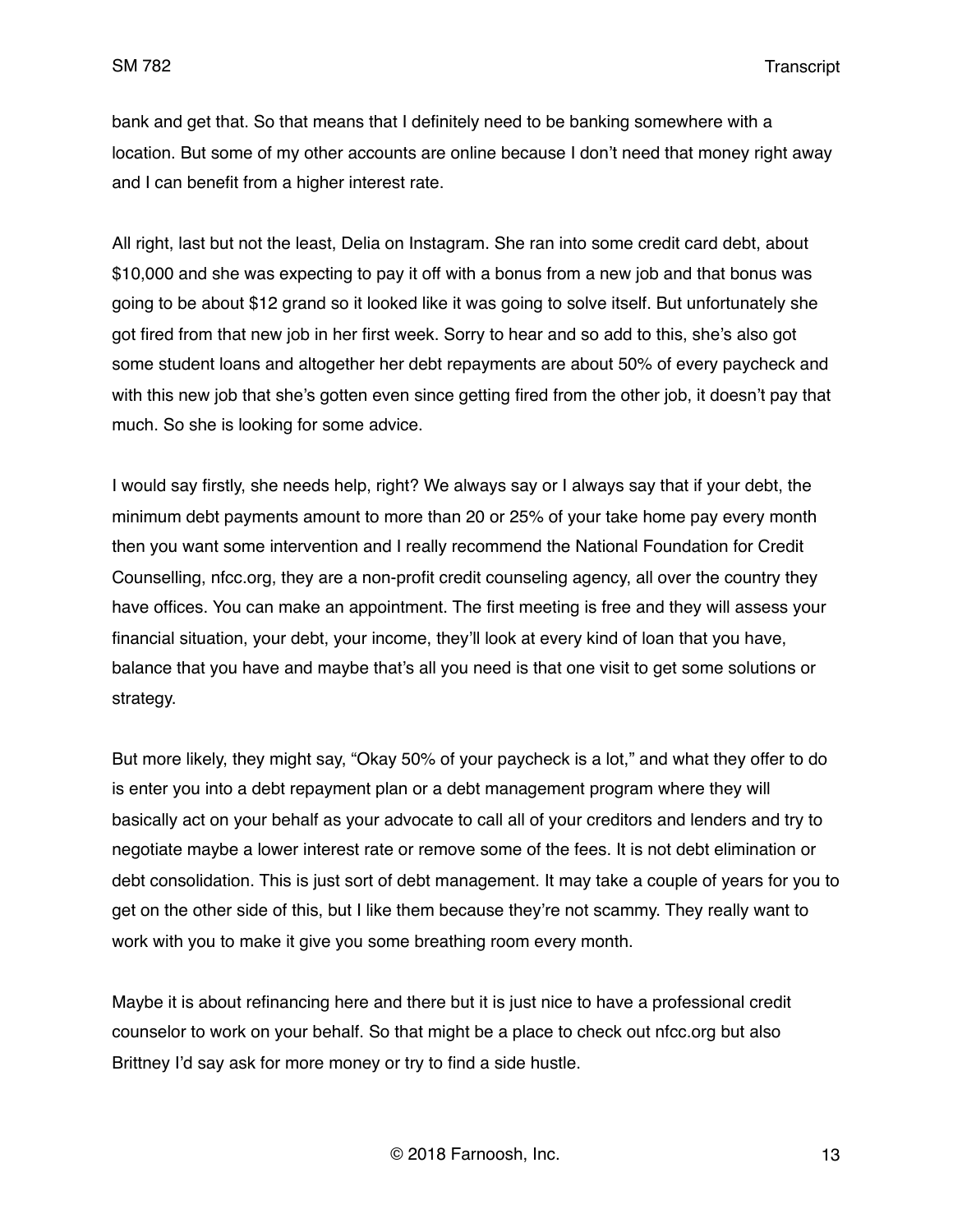bank and get that. So that means that I definitely need to be banking somewhere with a location. But some of my other accounts are online because I don't need that money right away and I can benefit from a higher interest rate.

All right, last but not the least, Delia on Instagram. She ran into some credit card debt, about $10,000 and she was expecting to pay it off with a bonus from a new job and that bonus was going to be about $12 grand so it looked like it was going to solve itself. But unfortunately she got fired from that new job in her first week. Sorry to hear and so add to this, she's also got some student loans and altogether her debt repayments are about 50% of every paycheck and with this new job that she's gotten even since getting fired from the other job, it doesn't pay that much. So she is looking for some advice.

I would say firstly, she needs help, right? We always say or I always say that if your debt, the minimum debt payments amount to more than 20 or 25% of your take home pay every month then you want some intervention and I really recommend the National Foundation for Credit Counselling, nfcc.org, they are a non-profit credit counseling agency, all over the country they have offices. You can make an appointment. The first meeting is free and they will assess your financial situation, your debt, your income, they'll look at every kind of loan that you have, balance that you have and maybe that's all you need is that one visit to get some solutions or strategy.

But more likely, they might say, "Okay 50% of your paycheck is a lot," and what they offer to do is enter you into a debt repayment plan or a debt management program where they will basically act on your behalf as your advocate to call all of your creditors and lenders and try to negotiate maybe a lower interest rate or remove some of the fees. It is not debt elimination or debt consolidation. This is just sort of debt management. It may take a couple of years for you to get on the other side of this, but I like them because they're not scammy. They really want to work with you to make it give you some breathing room every month.

Maybe it is about refinancing here and there but it is just nice to have a professional credit counselor to work on your behalf. So that might be a place to check out nfcc.org but also Brittney I'd say ask for more money or try to find a side hustle.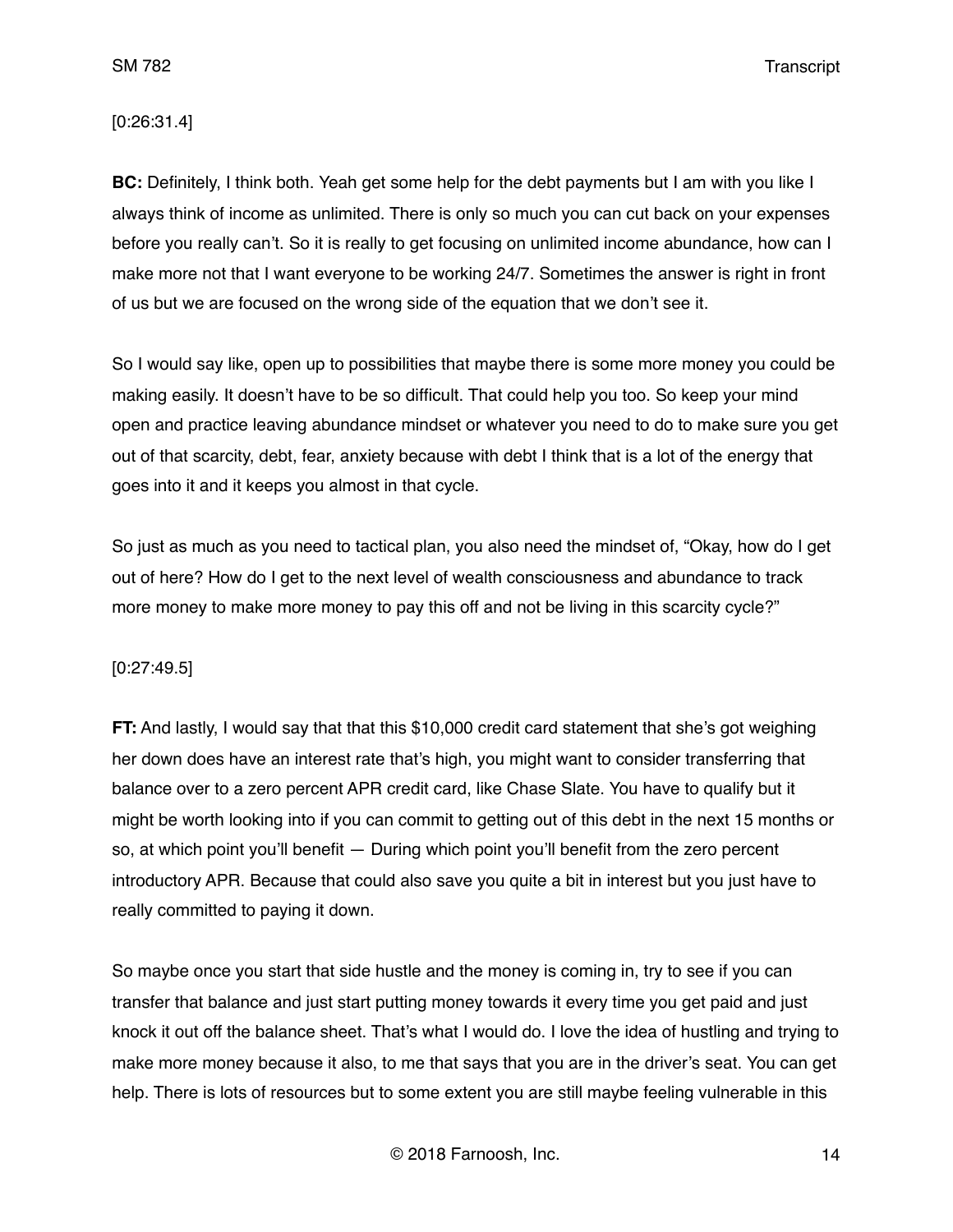[0:26:31.4]

**BC:** Definitely, I think both. Yeah get some help for the debt payments but I am with you like I always think of income as unlimited. There is only so much you can cut back on your expenses before you really can't. So it is really to get focusing on unlimited income abundance, how can I make more not that I want everyone to be working 24/7. Sometimes the answer is right in front of us but we are focused on the wrong side of the equation that we don't see it.

So I would say like, open up to possibilities that maybe there is some more money you could be making easily. It doesn't have to be so difficult. That could help you too. So keep your mind open and practice leaving abundance mindset or whatever you need to do to make sure you get out of that scarcity, debt, fear, anxiety because with debt I think that is a lot of the energy that goes into it and it keeps you almost in that cycle.

So just as much as you need to tactical plan, you also need the mindset of, "Okay, how do I get out of here? How do I get to the next level of wealth consciousness and abundance to track more money to make more money to pay this off and not be living in this scarcity cycle?"

[0:27:49.5]

**FT:** And lastly, I would say that that this $10,000 credit card statement that she's got weighing her down does have an interest rate that's high, you might want to consider transferring that balance over to a zero percent APR credit card, like Chase Slate. You have to qualify but it might be worth looking into if you can commit to getting out of this debt in the next 15 months or so, at which point you'll benefit — During which point you'll benefit from the zero percent introductory APR. Because that could also save you quite a bit in interest but you just have to really committed to paying it down.

So maybe once you start that side hustle and the money is coming in, try to see if you can transfer that balance and just start putting money towards it every time you get paid and just knock it out off the balance sheet. That's what I would do. I love the idea of hustling and trying to make more money because it also, to me that says that you are in the driver's seat. You can get help. There is lots of resources but to some extent you are still maybe feeling vulnerable in this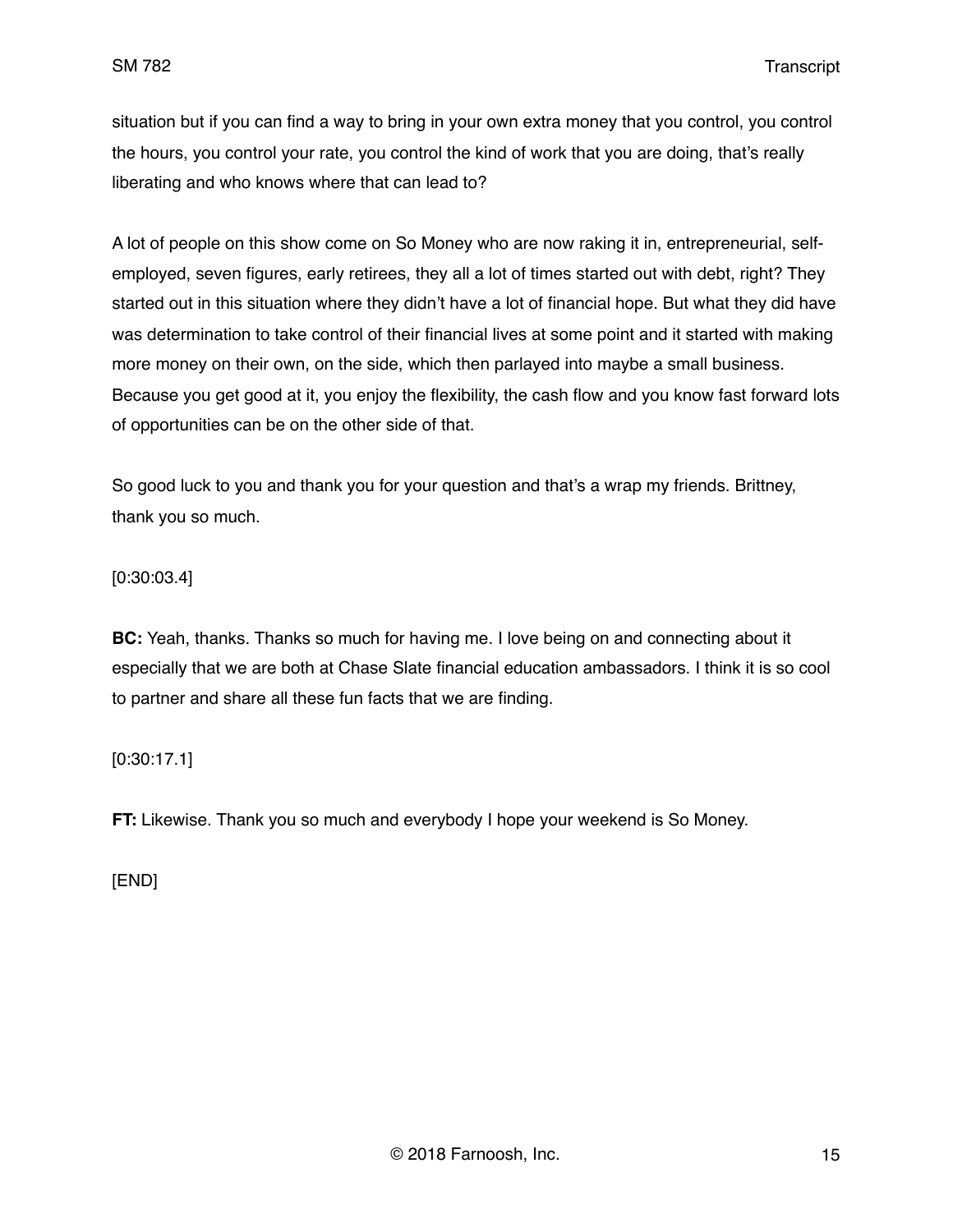situation but if you can find a way to bring in your own extra money that you control, you control the hours, you control your rate, you control the kind of work that you are doing, that's really liberating and who knows where that can lead to?

A lot of people on this show come on So Money who are now raking it in, entrepreneurial, self-employed, seven figures, early retirees, they all a lot of times started out with debt, right? They started out in this situation where they didn't have a lot of financial hope. But what they did have was determination to take control of their financial lives at some point and it started with making more money on their own, on the side, which then parlayed into maybe a small business. Because you get good at it, you enjoy the flexibility, the cash flow and you know fast forward lots of opportunities can be on the other side of that.

So good luck to you and thank you for your question and that's a wrap my friends. Brittney, thank you so much.

[0:30:03.4]

**BC:** Yeah, thanks. Thanks so much for having me. I love being on and connecting about it especially that we are both at Chase Slate financial education ambassadors. I think it is so cool to partner and share all these fun facts that we are finding.

[0:30:17.1]

**FT:** Likewise. Thank you so much and everybody I hope your weekend is So Money.

[END]